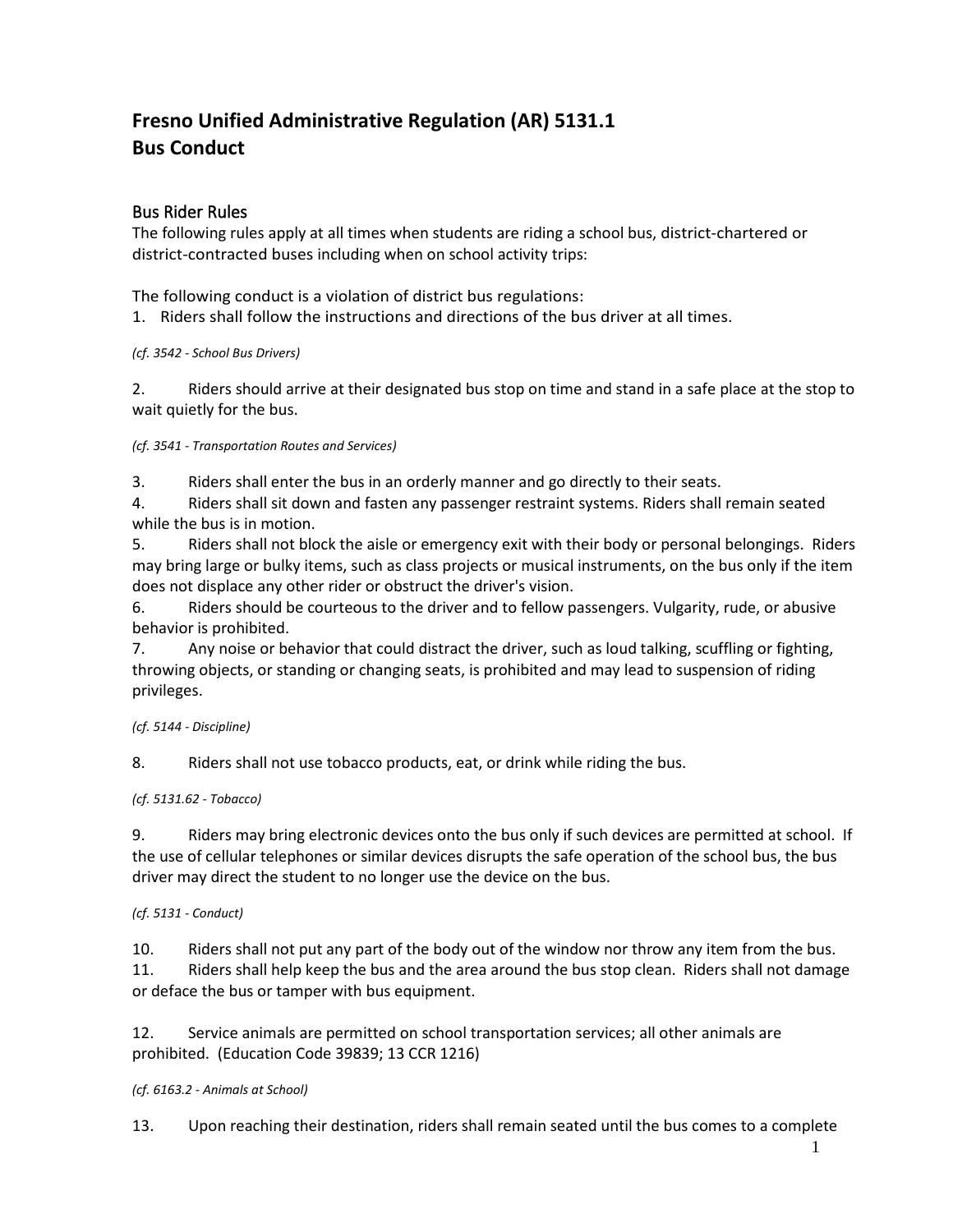# Fresno Unified Administrative Regulation (AR) 5131.1
# Bus Conduct

## Bus Rider Rules

The following rules apply at all times when students are riding a school bus, district-chartered or district-contracted buses including when on school activity trips:

The following conduct is a violation of district bus regulations:

1. Riders shall follow the instructions and directions of the bus driver at all times.

*(cf. 3542 - School Bus Drivers)*

2. Riders should arrive at their designated bus stop on time and stand in a safe place at the stop to wait quietly for the bus.

*(cf. 3541 - Transportation Routes and Services)*

3. Riders shall enter the bus in an orderly manner and go directly to their seats.
4. Riders shall sit down and fasten any passenger restraint systems. Riders shall remain seated while the bus is in motion.
5. Riders shall not block the aisle or emergency exit with their body or personal belongings. Riders may bring large or bulky items, such as class projects or musical instruments, on the bus only if the item does not displace any other rider or obstruct the driver's vision.
6. Riders should be courteous to the driver and to fellow passengers. Vulgarity, rude, or abusive behavior is prohibited.
7. Any noise or behavior that could distract the driver, such as loud talking, scuffling or fighting, throwing objects, or standing or changing seats, is prohibited and may lead to suspension of riding privileges.

*(cf. 5144 - Discipline)*

8. Riders shall not use tobacco products, eat, or drink while riding the bus.

*(cf. 5131.62 - Tobacco)*

9. Riders may bring electronic devices onto the bus only if such devices are permitted at school. If the use of cellular telephones or similar devices disrupts the safe operation of the school bus, the bus driver may direct the student to no longer use the device on the bus.

*(cf. 5131 - Conduct)*

10. Riders shall not put any part of the body out of the window nor throw any item from the bus.
11. Riders shall help keep the bus and the area around the bus stop clean. Riders shall not damage or deface the bus or tamper with bus equipment.

12. Service animals are permitted on school transportation services; all other animals are prohibited. (Education Code 39839; 13 CCR 1216)

*(cf. 6163.2 - Animals at School)*

13. Upon reaching their destination, riders shall remain seated until the bus comes to a complete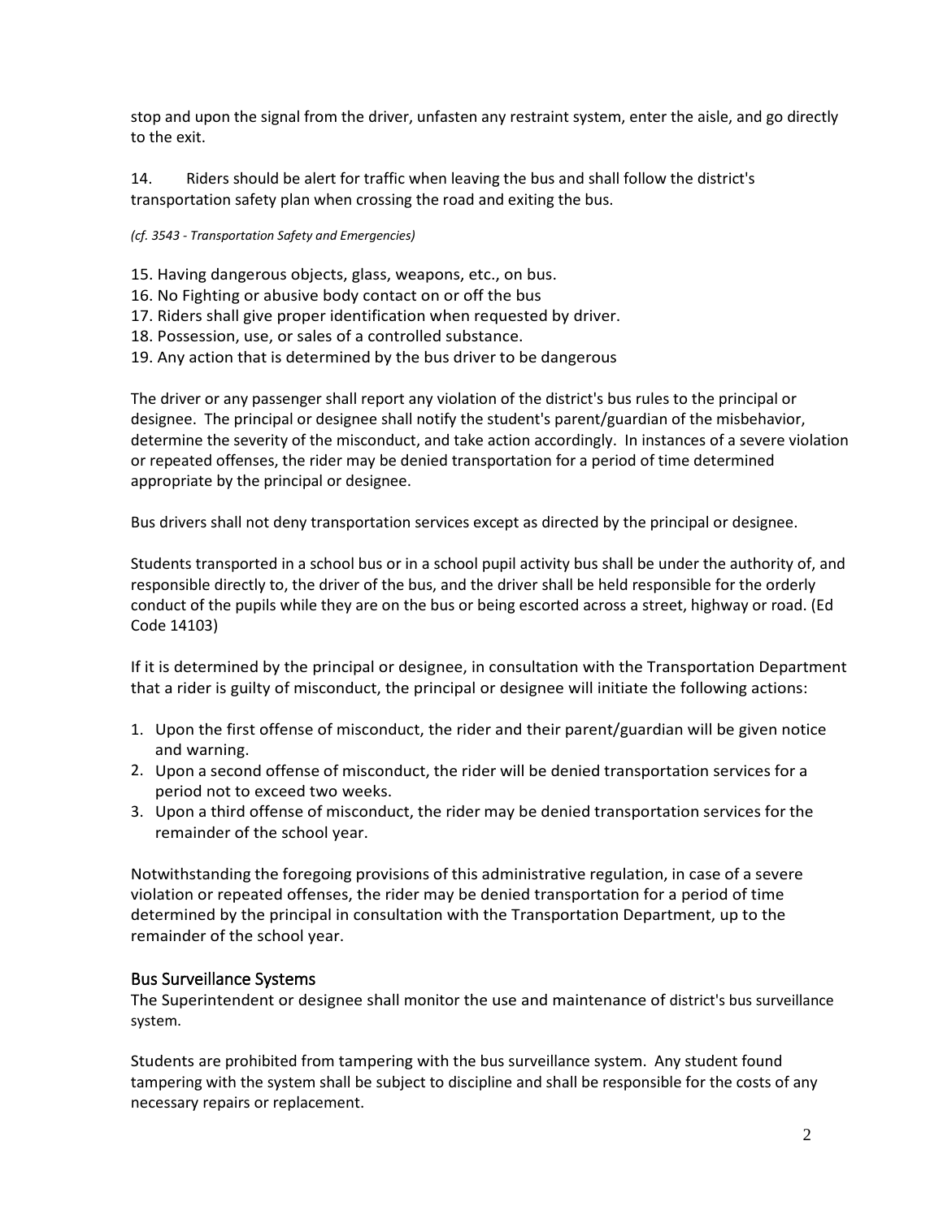stop and upon the signal from the driver, unfasten any restraint system, enter the aisle, and go directly to the exit.

14. Riders should be alert for traffic when leaving the bus and shall follow the district's transportation safety plan when crossing the road and exiting the bus.

*(cf. 3543 - Transportation Safety and Emergencies)*

15. Having dangerous objects, glass, weapons, etc., on bus.
16. No Fighting or abusive body contact on or off the bus
17. Riders shall give proper identification when requested by driver.
18. Possession, use, or sales of a controlled substance.
19. Any action that is determined by the bus driver to be dangerous

The driver or any passenger shall report any violation of the district's bus rules to the principal or designee. The principal or designee shall notify the student's parent/guardian of the misbehavior, determine the severity of the misconduct, and take action accordingly. In instances of a severe violation or repeated offenses, the rider may be denied transportation for a period of time determined appropriate by the principal or designee.

Bus drivers shall not deny transportation services except as directed by the principal or designee.

Students transported in a school bus or in a school pupil activity bus shall be under the authority of, and responsible directly to, the driver of the bus, and the driver shall be held responsible for the orderly conduct of the pupils while they are on the bus or being escorted across a street, highway or road. (Ed Code 14103)

If it is determined by the principal or designee, in consultation with the Transportation Department that a rider is guilty of misconduct, the principal or designee will initiate the following actions:

1. Upon the first offense of misconduct, the rider and their parent/guardian will be given notice and warning.
2. Upon a second offense of misconduct, the rider will be denied transportation services for a period not to exceed two weeks.
3. Upon a third offense of misconduct, the rider may be denied transportation services for the remainder of the school year.

Notwithstanding the foregoing provisions of this administrative regulation, in case of a severe violation or repeated offenses, the rider may be denied transportation for a period of time determined by the principal in consultation with the Transportation Department, up to the remainder of the school year.

## Bus Surveillance Systems

The Superintendent or designee shall monitor the use and maintenance of district's bus surveillance system.

Students are prohibited from tampering with the bus surveillance system. Any student found tampering with the system shall be subject to discipline and shall be responsible for the costs of any necessary repairs or replacement.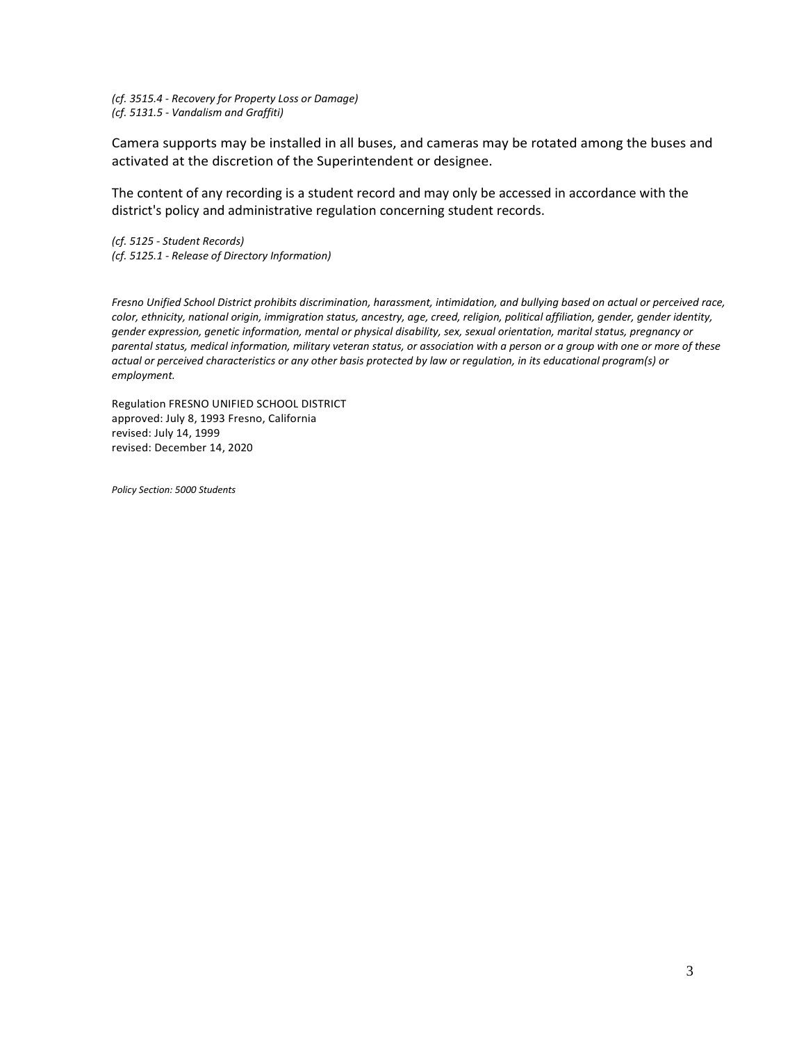*(cf. 3515.4 - Recovery for Property Loss or Damage)*
*(cf. 5131.5 - Vandalism and Graffiti)*

Camera supports may be installed in all buses, and cameras may be rotated among the buses and activated at the discretion of the Superintendent or designee.

The content of any recording is a student record and may only be accessed in accordance with the district's policy and administrative regulation concerning student records.

*(cf. 5125 - Student Records)*
*(cf. 5125.1 - Release of Directory Information)*

*Fresno Unified School District prohibits discrimination, harassment, intimidation, and bullying based on actual or perceived race, color, ethnicity, national origin, immigration status, ancestry, age, creed, religion, political affiliation, gender, gender identity, gender expression, genetic information, mental or physical disability, sex, sexual orientation, marital status, pregnancy or parental status, medical information, military veteran status, or association with a person or a group with one or more of these actual or perceived characteristics or any other basis protected by law or regulation, in its educational program(s) or employment.*

Regulation FRESNO UNIFIED SCHOOL DISTRICT
approved: July 8, 1993 Fresno, California
revised: July 14, 1999
revised: December 14, 2020

*Policy Section: 5000 Students*